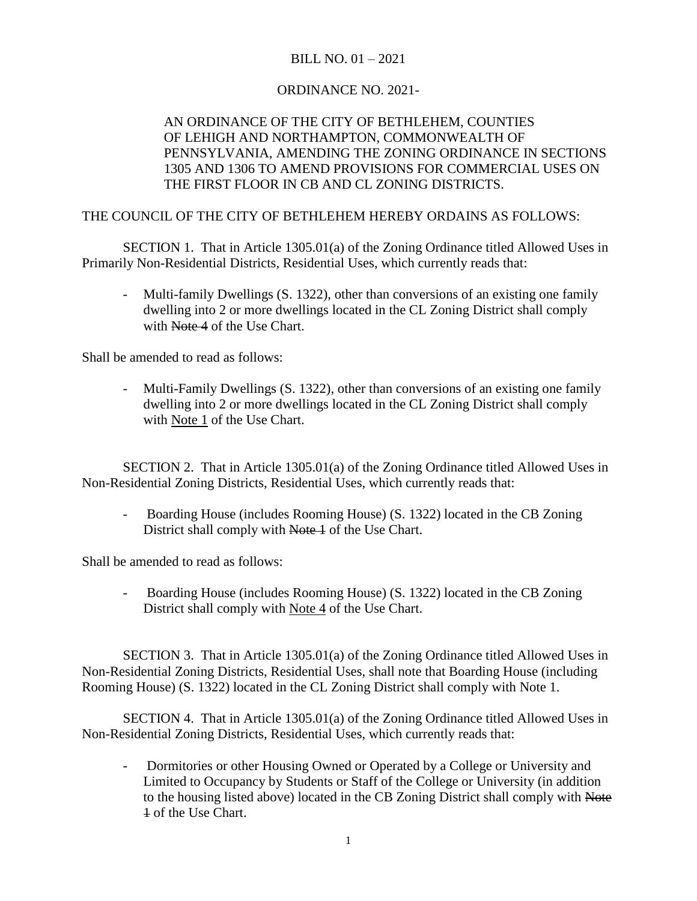BILL NO. 01 – 2021

ORDINANCE NO. 2021-

AN ORDINANCE OF THE CITY OF BETHLEHEM, COUNTIES OF LEHIGH AND NORTHAMPTON, COMMONWEALTH OF PENNSYLVANIA, AMENDING THE ZONING ORDINANCE IN SECTIONS 1305 AND 1306 TO AMEND PROVISIONS FOR COMMERCIAL USES ON THE FIRST FLOOR IN CB AND CL ZONING DISTRICTS.

THE COUNCIL OF THE CITY OF BETHLEHEM HEREBY ORDAINS AS FOLLOWS:

SECTION 1. That in Article 1305.01(a) of the Zoning Ordinance titled Allowed Uses in Primarily Non-Residential Districts, Residential Uses, which currently reads that:

- Multi-family Dwellings (S. 1322), other than conversions of an existing one family dwelling into 2 or more dwellings located in the CL Zoning District shall comply with ~~Note 4~~ of the Use Chart.

Shall be amended to read as follows:

- Multi-Family Dwellings (S. 1322), other than conversions of an existing one family dwelling into 2 or more dwellings located in the CL Zoning District shall comply with <u>Note 1</u> of the Use Chart.

SECTION 2. That in Article 1305.01(a) of the Zoning Ordinance titled Allowed Uses in Non-Residential Zoning Districts, Residential Uses, which currently reads that:

- Boarding House (includes Rooming House) (S. 1322) located in the CB Zoning District shall comply with ~~Note 1~~ of the Use Chart.

Shall be amended to read as follows:

- Boarding House (includes Rooming House) (S. 1322) located in the CB Zoning District shall comply with <u>Note 4</u> of the Use Chart.

SECTION 3. That in Article 1305.01(a) of the Zoning Ordinance titled Allowed Uses in Non-Residential Zoning Districts, Residential Uses, shall note that Boarding House (including Rooming House) (S. 1322) located in the CL Zoning District shall comply with Note 1.

SECTION 4. That in Article 1305.01(a) of the Zoning Ordinance titled Allowed Uses in Non-Residential Zoning Districts, Residential Uses, which currently reads that:

- Dormitories or other Housing Owned or Operated by a College or University and Limited to Occupancy by Students or Staff of the College or University (in addition to the housing listed above) located in the CB Zoning District shall comply with ~~Note 1~~ of the Use Chart.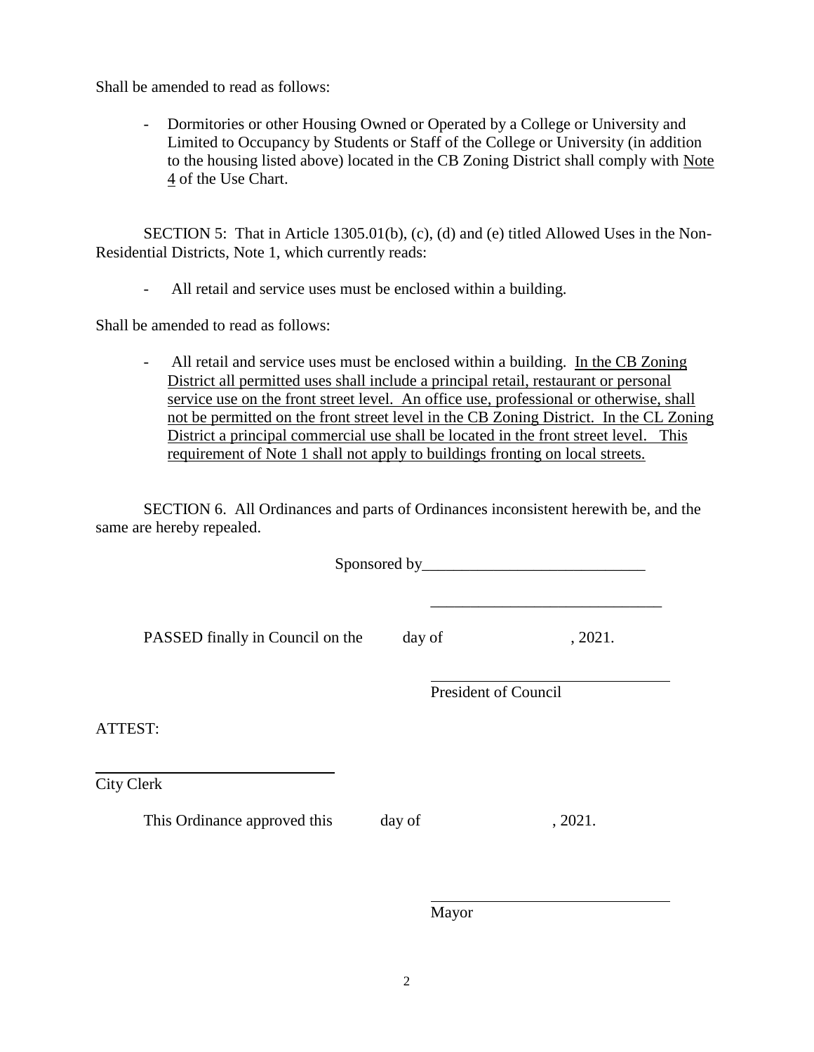Shall be amended to read as follows:

- Dormitories or other Housing Owned or Operated by a College or University and Limited to Occupancy by Students or Staff of the College or University (in addition to the housing listed above) located in the CB Zoning District shall comply with <u>Note 4</u> of the Use Chart.

SECTION 5: That in Article 1305.01(b), (c), (d) and (e) titled Allowed Uses in the Non-Residential Districts, Note 1, which currently reads:

- All retail and service uses must be enclosed within a building.

Shall be amended to read as follows:

- All retail and service uses must be enclosed within a building. <u>In the CB Zoning District all permitted uses shall include a principal retail, restaurant or personal service use on the front street level. An office use, professional or otherwise, shall not be permitted on the front street level in the CB Zoning District. In the CL Zoning District a principal commercial use shall be located in the front street level. This requirement of Note 1 shall not apply to buildings fronting on local streets.</u>

SECTION 6. All Ordinances and parts of Ordinances inconsistent herewith be, and the same are hereby repealed.

Sponsored by\_\_\_\_\_\_\_\_\_\_\_\_\_\_\_\_\_\_\_\_\_\_\_\_\_\_\_\_

\_\_\_\_\_\_\_\_\_\_\_\_\_\_\_\_\_\_\_\_\_\_\_\_\_\_\_\_\_\_

PASSED finally in Council on the day of , 2021.

\_\_\_\_\_\_\_\_\_\_\_\_\_\_\_\_\_\_\_\_\_\_\_\_\_\_\_\_\_\_

President of Council

ATTEST:

\_\_\_\_\_\_\_\_\_\_\_\_\_\_\_\_\_\_\_\_\_\_\_\_\_\_\_\_\_\_

City Clerk

This Ordinance approved this day of , 2021.

\_\_\_\_\_\_\_\_\_\_\_\_\_\_\_\_\_\_\_\_\_\_\_\_\_\_\_\_\_\_

Mayor